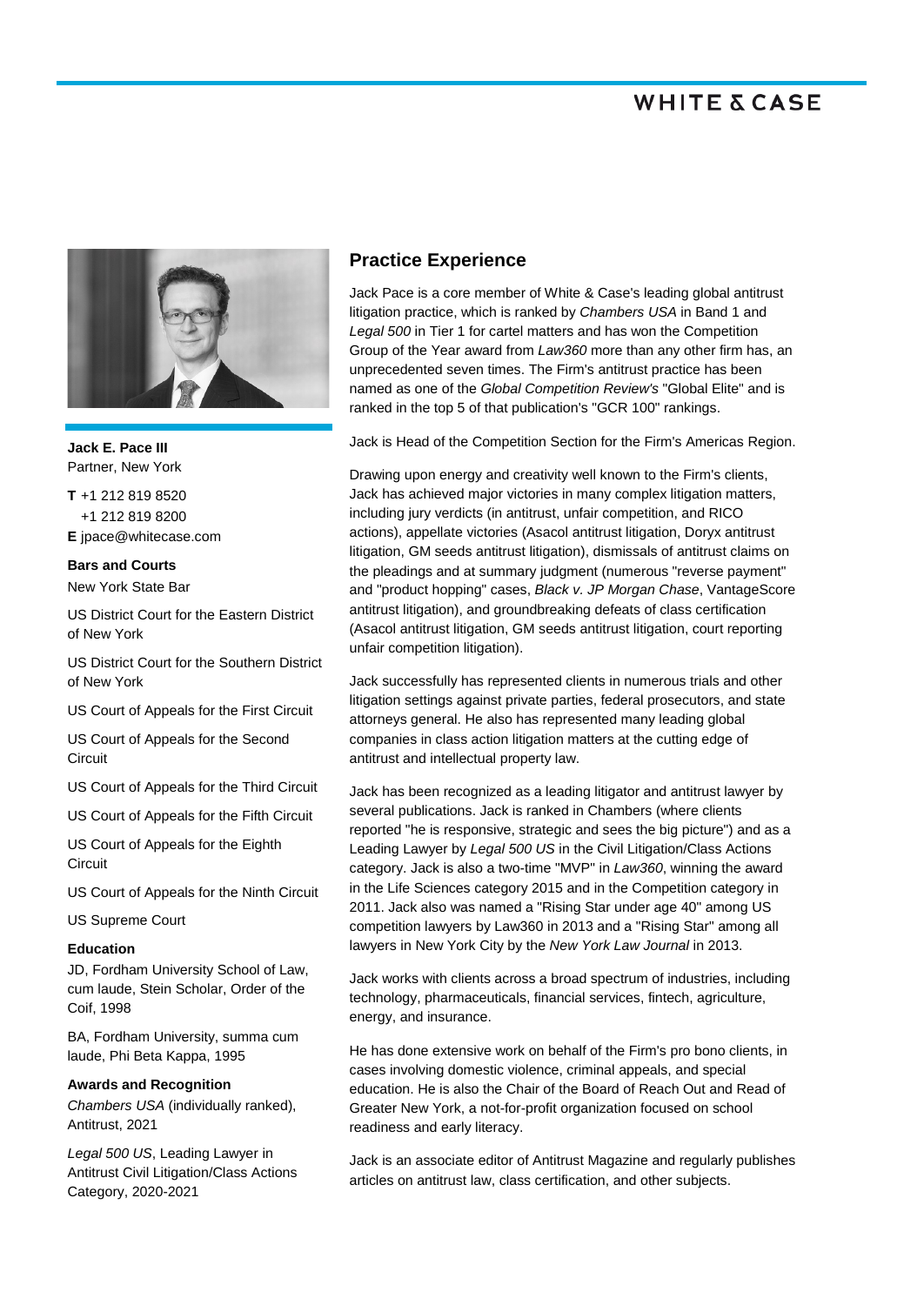**Jack E. Pace III**
Partner, New York

**T** +1 212 819 8520
+1 212 819 8200
**E** jpace@whitecase.com

**Bars and Courts**

New York State Bar

US District Court for the Eastern District of New York

US District Court for the Southern District of New York

US Court of Appeals for the First Circuit

US Court of Appeals for the Second Circuit

US Court of Appeals for the Third Circuit

US Court of Appeals for the Fifth Circuit

US Court of Appeals for the Eighth Circuit

US Court of Appeals for the Ninth Circuit

US Supreme Court

**Education**

JD, Fordham University School of Law, cum laude, Stein Scholar, Order of the Coif, 1998

BA, Fordham University, summa cum laude, Phi Beta Kappa, 1995

**Awards and Recognition**

*Chambers USA* (individually ranked), Antitrust, 2021

*Legal 500 US*, Leading Lawyer in Antitrust Civil Litigation/Class Actions Category, 2020-2021

## Practice Experience

Jack Pace is a core member of White & Case's leading global antitrust litigation practice, which is ranked by *Chambers USA* in Band 1 and *Legal 500* in Tier 1 for cartel matters and has won the Competition Group of the Year award from *Law360* more than any other firm has, an unprecedented seven times. The Firm's antitrust practice has been named as one of the *Global Competition Review's* "Global Elite" and is ranked in the top 5 of that publication's "GCR 100" rankings.

Jack is Head of the Competition Section for the Firm's Americas Region.

Drawing upon energy and creativity well known to the Firm's clients, Jack has achieved major victories in many complex litigation matters, including jury verdicts (in antitrust, unfair competition, and RICO actions), appellate victories (Asacol antitrust litigation, Doryx antitrust litigation, GM seeds antitrust litigation), dismissals of antitrust claims on the pleadings and at summary judgment (numerous "reverse payment" and "product hopping" cases, *Black v. JP Morgan Chase*, VantageScore antitrust litigation), and groundbreaking defeats of class certification (Asacol antitrust litigation, GM seeds antitrust litigation, court reporting unfair competition litigation).

Jack successfully has represented clients in numerous trials and other litigation settings against private parties, federal prosecutors, and state attorneys general. He also has represented many leading global companies in class action litigation matters at the cutting edge of antitrust and intellectual property law.

Jack has been recognized as a leading litigator and antitrust lawyer by several publications. Jack is ranked in Chambers (where clients reported "he is responsive, strategic and sees the big picture") and as a Leading Lawyer by *Legal 500 US* in the Civil Litigation/Class Actions category. Jack is also a two-time "MVP" in *Law360*, winning the award in the Life Sciences category 2015 and in the Competition category in 2011. Jack also was named a "Rising Star under age 40" among US competition lawyers by Law360 in 2013 and a "Rising Star" among all lawyers in New York City by the *New York Law Journal* in 2013.

Jack works with clients across a broad spectrum of industries, including technology, pharmaceuticals, financial services, fintech, agriculture, energy, and insurance.

He has done extensive work on behalf of the Firm's pro bono clients, in cases involving domestic violence, criminal appeals, and special education. He is also the Chair of the Board of Reach Out and Read of Greater New York, a not-for-profit organization focused on school readiness and early literacy.

Jack is an associate editor of Antitrust Magazine and regularly publishes articles on antitrust law, class certification, and other subjects.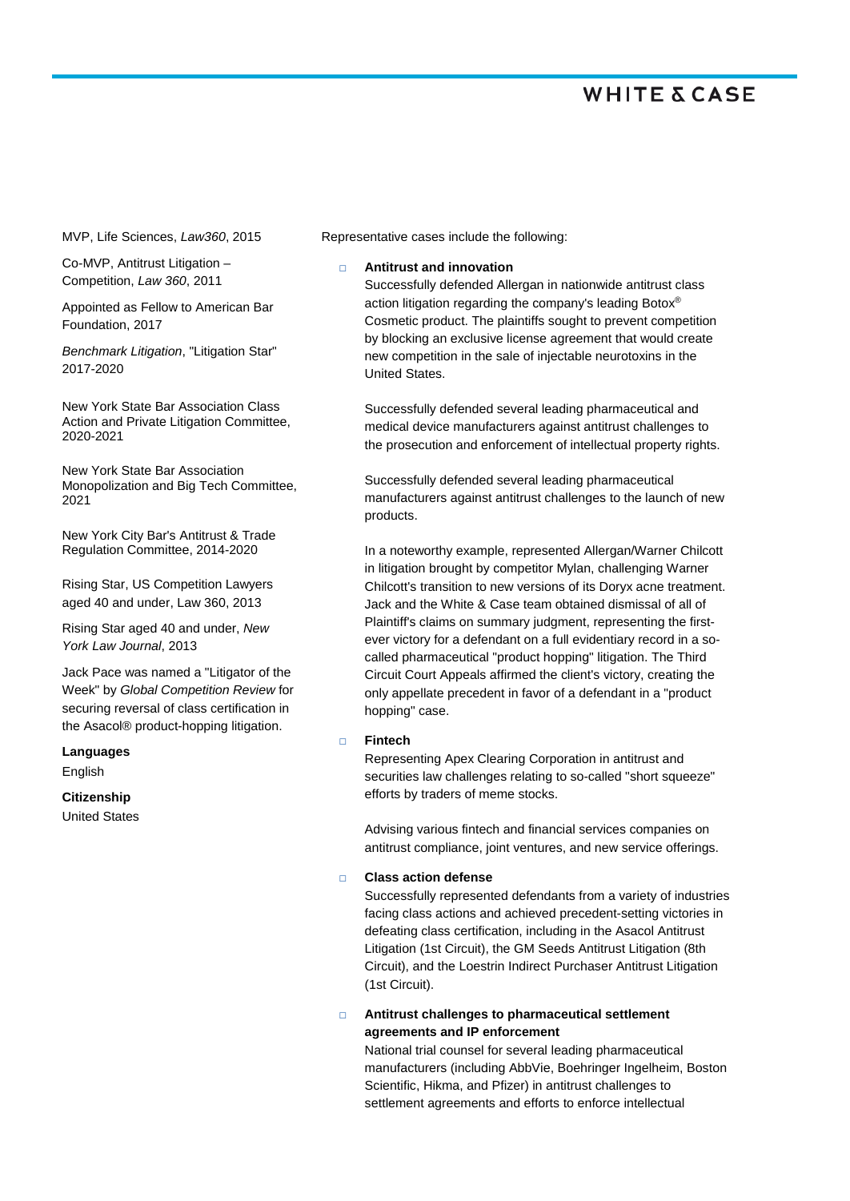MVP, Life Sciences, *Law360*, 2015

Co-MVP, Antitrust Litigation – Competition, *Law 360*, 2011

Appointed as Fellow to American Bar Foundation, 2017

*Benchmark Litigation*, "Litigation Star" 2017-2020

New York State Bar Association Class Action and Private Litigation Committee, 2020-2021

New York State Bar Association Monopolization and Big Tech Committee, 2021

New York City Bar's Antitrust & Trade Regulation Committee, 2014-2020

Rising Star, US Competition Lawyers aged 40 and under, Law 360, 2013

Rising Star aged 40 and under, *New York Law Journal*, 2013

Jack Pace was named a "Litigator of the Week" by *Global Competition Review* for securing reversal of class certification in the Asacol® product-hopping litigation.

**Languages**

English

**Citizenship**

United States

Representative cases include the following:

- **Antitrust and innovation**
  Successfully defended Allergan in nationwide antitrust class action litigation regarding the company's leading Botox® Cosmetic product. The plaintiffs sought to prevent competition by blocking an exclusive license agreement that would create new competition in the sale of injectable neurotoxins in the United States.

  Successfully defended several leading pharmaceutical and medical device manufacturers against antitrust challenges to the prosecution and enforcement of intellectual property rights.

  Successfully defended several leading pharmaceutical manufacturers against antitrust challenges to the launch of new products.

  In a noteworthy example, represented Allergan/Warner Chilcott in litigation brought by competitor Mylan, challenging Warner Chilcott's transition to new versions of its Doryx acne treatment. Jack and the White & Case team obtained dismissal of all of Plaintiff's claims on summary judgment, representing the first-ever victory for a defendant on a full evidentiary record in a so-called pharmaceutical "product hopping" litigation. The Third Circuit Court Appeals affirmed the client's victory, creating the only appellate precedent in favor of a defendant in a "product hopping" case.

- **Fintech**
  Representing Apex Clearing Corporation in antitrust and securities law challenges relating to so-called "short squeeze" efforts by traders of meme stocks.

  Advising various fintech and financial services companies on antitrust compliance, joint ventures, and new service offerings.

- **Class action defense**
  Successfully represented defendants from a variety of industries facing class actions and achieved precedent-setting victories in defeating class certification, including in the Asacol Antitrust Litigation (1st Circuit), the GM Seeds Antitrust Litigation (8th Circuit), and the Loestrin Indirect Purchaser Antitrust Litigation (1st Circuit).

- **Antitrust challenges to pharmaceutical settlement agreements and IP enforcement**
  National trial counsel for several leading pharmaceutical manufacturers (including AbbVie, Boehringer Ingelheim, Boston Scientific, Hikma, and Pfizer) in antitrust challenges to settlement agreements and efforts to enforce intellectual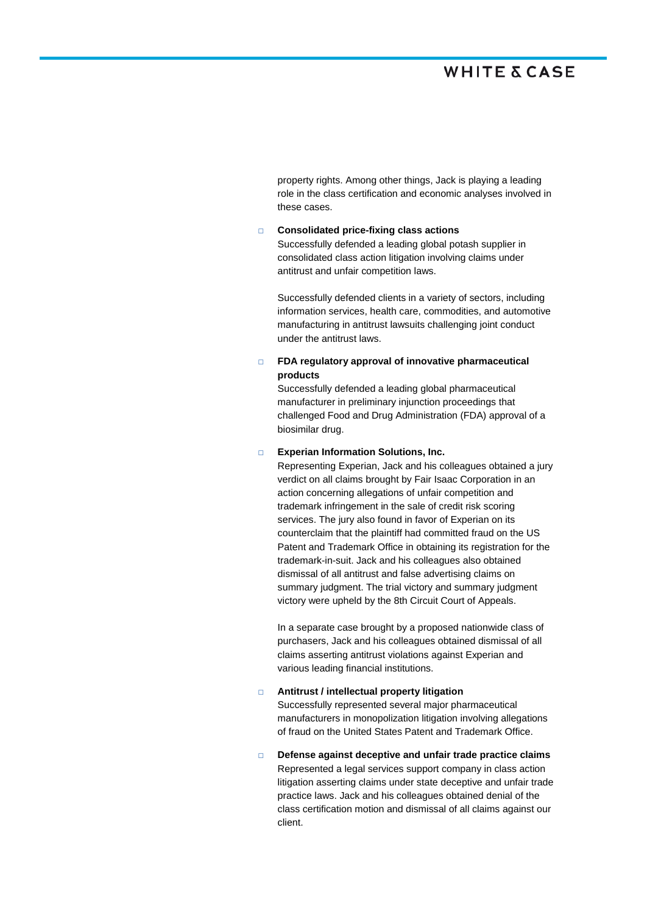property rights. Among other things, Jack is playing a leading role in the class certification and economic analyses involved in these cases.

- **Consolidated price-fixing class actions**
  Successfully defended a leading global potash supplier in consolidated class action litigation involving claims under antitrust and unfair competition laws.

  Successfully defended clients in a variety of sectors, including information services, health care, commodities, and automotive manufacturing in antitrust lawsuits challenging joint conduct under the antitrust laws.

- **FDA regulatory approval of innovative pharmaceutical products**
  Successfully defended a leading global pharmaceutical manufacturer in preliminary injunction proceedings that challenged Food and Drug Administration (FDA) approval of a biosimilar drug.

- **Experian Information Solutions, Inc.**
  Representing Experian, Jack and his colleagues obtained a jury verdict on all claims brought by Fair Isaac Corporation in an action concerning allegations of unfair competition and trademark infringement in the sale of credit risk scoring services. The jury also found in favor of Experian on its counterclaim that the plaintiff had committed fraud on the US Patent and Trademark Office in obtaining its registration for the trademark-in-suit. Jack and his colleagues also obtained dismissal of all antitrust and false advertising claims on summary judgment. The trial victory and summary judgment victory were upheld by the 8th Circuit Court of Appeals.

  In a separate case brought by a proposed nationwide class of purchasers, Jack and his colleagues obtained dismissal of all claims asserting antitrust violations against Experian and various leading financial institutions.

- **Antitrust / intellectual property litigation**
  Successfully represented several major pharmaceutical manufacturers in monopolization litigation involving allegations of fraud on the United States Patent and Trademark Office.

- **Defense against deceptive and unfair trade practice claims**
  Represented a legal services support company in class action litigation asserting claims under state deceptive and unfair trade practice laws. Jack and his colleagues obtained denial of the class certification motion and dismissal of all claims against our client.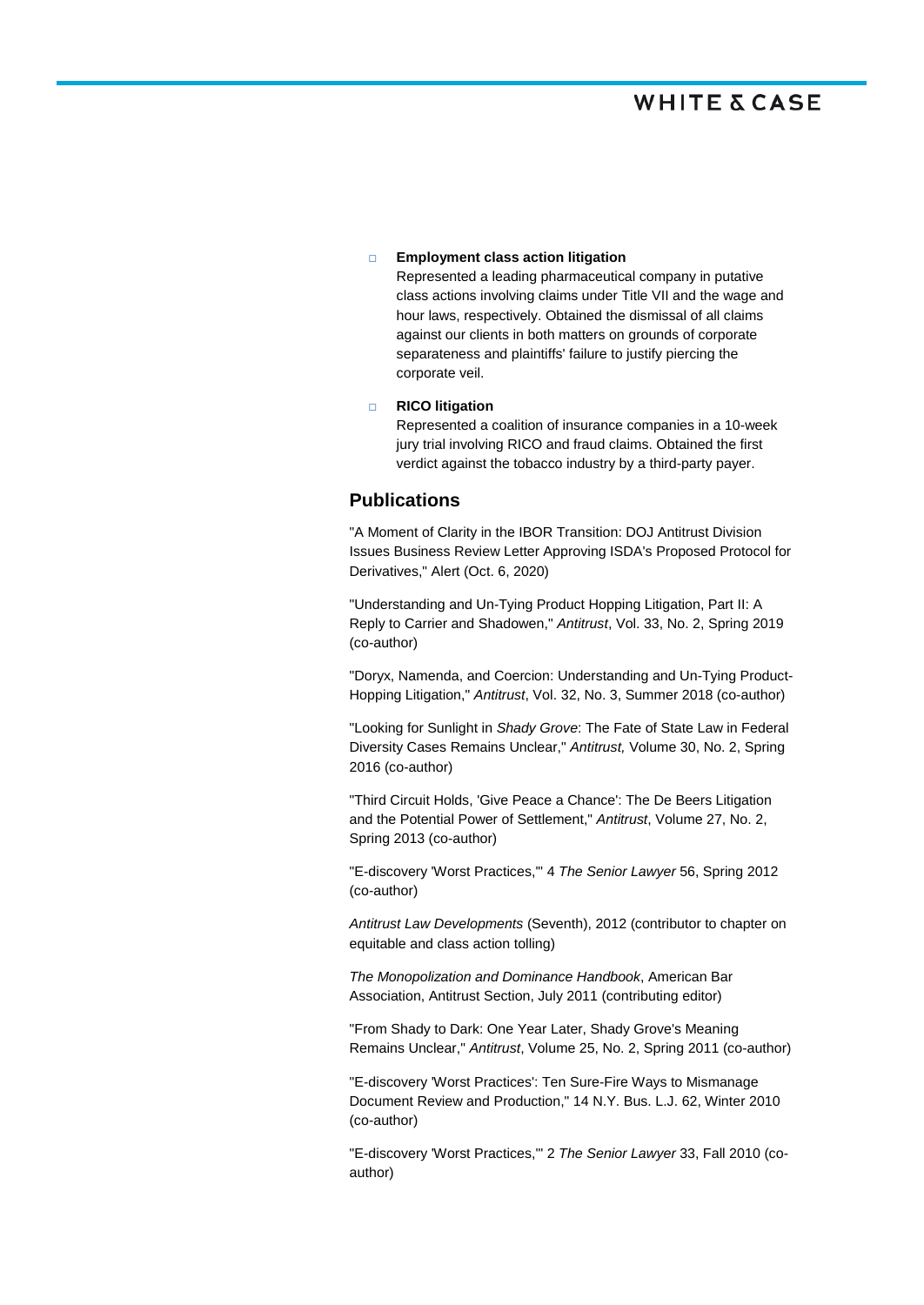- **Employment class action litigation**
  Represented a leading pharmaceutical company in putative class actions involving claims under Title VII and the wage and hour laws, respectively. Obtained the dismissal of all claims against our clients in both matters on grounds of corporate separateness and plaintiffs' failure to justify piercing the corporate veil.

- **RICO litigation**
  Represented a coalition of insurance companies in a 10-week jury trial involving RICO and fraud claims. Obtained the first verdict against the tobacco industry by a third-party payer.

## Publications

"A Moment of Clarity in the IBOR Transition: DOJ Antitrust Division Issues Business Review Letter Approving ISDA's Proposed Protocol for Derivatives," Alert (Oct. 6, 2020)

"Understanding and Un-Tying Product Hopping Litigation, Part II: A Reply to Carrier and Shadowen," *Antitrust*, Vol. 33, No. 2, Spring 2019 (co-author)

"Doryx, Namenda, and Coercion: Understanding and Un-Tying Product-Hopping Litigation," *Antitrust*, Vol. 32, No. 3, Summer 2018 (co-author)

"Looking for Sunlight in *Shady Grove*: The Fate of State Law in Federal Diversity Cases Remains Unclear," *Antitrust,* Volume 30, No. 2, Spring 2016 (co-author)

"Third Circuit Holds, 'Give Peace a Chance': The De Beers Litigation and the Potential Power of Settlement," *Antitrust*, Volume 27, No. 2, Spring 2013 (co-author)

"E-discovery 'Worst Practices,'" 4 *The Senior Lawyer* 56, Spring 2012 (co-author)

*Antitrust Law Developments* (Seventh), 2012 (contributor to chapter on equitable and class action tolling)

*The Monopolization and Dominance Handbook*, American Bar Association, Antitrust Section, July 2011 (contributing editor)

"From Shady to Dark: One Year Later, Shady Grove's Meaning Remains Unclear," *Antitrust*, Volume 25, No. 2, Spring 2011 (co-author)

"E-discovery 'Worst Practices': Ten Sure-Fire Ways to Mismanage Document Review and Production," 14 N.Y. Bus. L.J. 62, Winter 2010 (co-author)

"E-discovery 'Worst Practices,'" 2 *The Senior Lawyer* 33, Fall 2010 (co-author)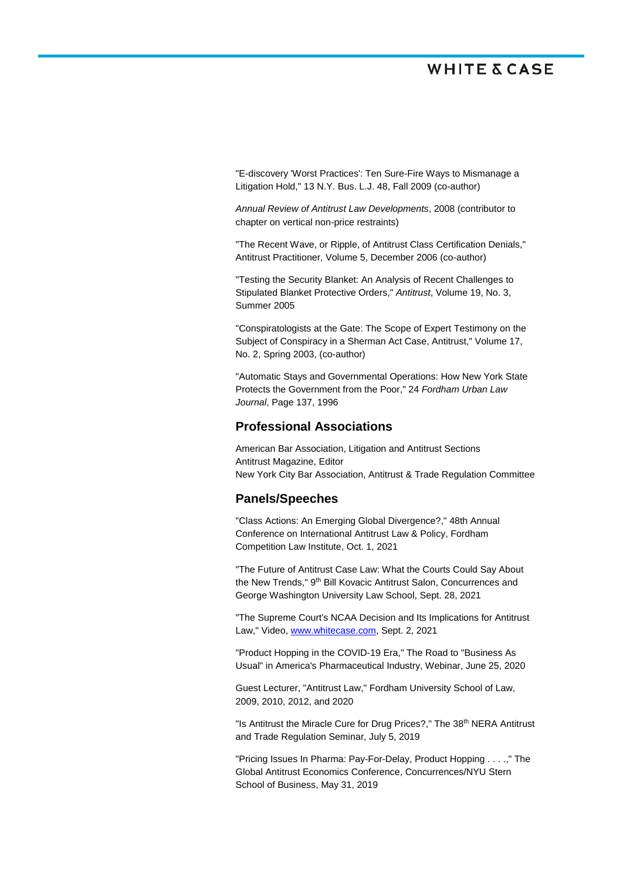"E-discovery 'Worst Practices': Ten Sure-Fire Ways to Mismanage a Litigation Hold," 13 N.Y. Bus. L.J. 48, Fall 2009 (co-author)

*Annual Review of Antitrust Law Developments*, 2008 (contributor to chapter on vertical non-price restraints)

"The Recent Wave, or Ripple, of Antitrust Class Certification Denials," Antitrust Practitioner, Volume 5, December 2006 (co-author)

"Testing the Security Blanket: An Analysis of Recent Challenges to Stipulated Blanket Protective Orders," *Antitrust*, Volume 19, No. 3, Summer 2005

"Conspiratologists at the Gate: The Scope of Expert Testimony on the Subject of Conspiracy in a Sherman Act Case, Antitrust," Volume 17, No. 2, Spring 2003, (co-author)

"Automatic Stays and Governmental Operations: How New York State Protects the Government from the Poor," 24 *Fordham Urban Law Journal*, Page 137, 1996

## Professional Associations

American Bar Association, Litigation and Antitrust Sections
Antitrust Magazine, Editor
New York City Bar Association, Antitrust & Trade Regulation Committee

## Panels/Speeches

"Class Actions: An Emerging Global Divergence?," 48th Annual Conference on International Antitrust Law & Policy, Fordham Competition Law Institute, Oct. 1, 2021

"The Future of Antitrust Case Law: What the Courts Could Say About the New Trends," 9th Bill Kovacic Antitrust Salon, Concurrences and George Washington University Law School, Sept. 28, 2021

"The Supreme Court's NCAA Decision and Its Implications for Antitrust Law," Video, www.whitecase.com, Sept. 2, 2021

"Product Hopping in the COVID-19 Era," The Road to "Business As Usual" in America's Pharmaceutical Industry, Webinar, June 25, 2020

Guest Lecturer, "Antitrust Law," Fordham University School of Law, 2009, 2010, 2012, and 2020

"Is Antitrust the Miracle Cure for Drug Prices?," The 38th NERA Antitrust and Trade Regulation Seminar, July 5, 2019

"Pricing Issues In Pharma: Pay-For-Delay, Product Hopping . . . .," The Global Antitrust Economics Conference, Concurrences/NYU Stern School of Business, May 31, 2019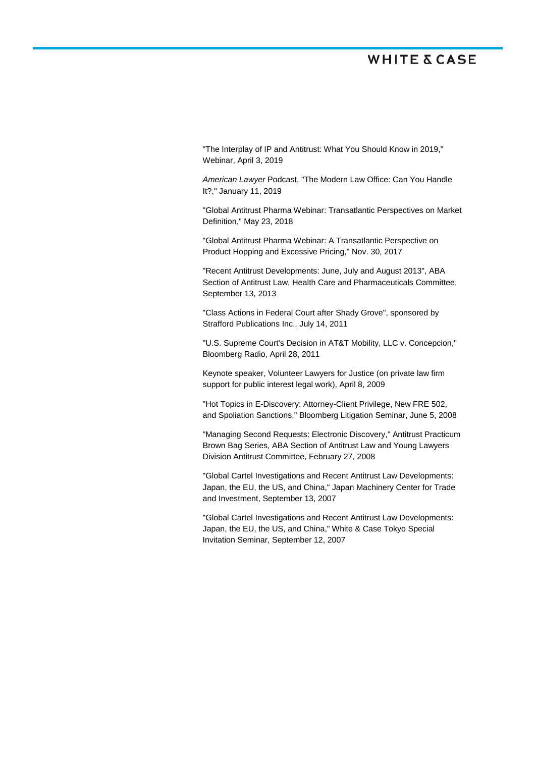"The Interplay of IP and Antitrust: What You Should Know in 2019," Webinar, April 3, 2019

*American Lawyer* Podcast, "The Modern Law Office: Can You Handle It?," January 11, 2019

"Global Antitrust Pharma Webinar: Transatlantic Perspectives on Market Definition," May 23, 2018

"Global Antitrust Pharma Webinar: A Transatlantic Perspective on Product Hopping and Excessive Pricing," Nov. 30, 2017

"Recent Antitrust Developments: June, July and August 2013", ABA Section of Antitrust Law, Health Care and Pharmaceuticals Committee, September 13, 2013

"Class Actions in Federal Court after Shady Grove", sponsored by Strafford Publications Inc., July 14, 2011

"U.S. Supreme Court's Decision in AT&T Mobility, LLC v. Concepcion," Bloomberg Radio, April 28, 2011

Keynote speaker, Volunteer Lawyers for Justice (on private law firm support for public interest legal work), April 8, 2009

"Hot Topics in E-Discovery: Attorney-Client Privilege, New FRE 502, and Spoliation Sanctions," Bloomberg Litigation Seminar, June 5, 2008

"Managing Second Requests: Electronic Discovery," Antitrust Practicum Brown Bag Series, ABA Section of Antitrust Law and Young Lawyers Division Antitrust Committee, February 27, 2008

"Global Cartel Investigations and Recent Antitrust Law Developments: Japan, the EU, the US, and China," Japan Machinery Center for Trade and Investment, September 13, 2007

"Global Cartel Investigations and Recent Antitrust Law Developments: Japan, the EU, the US, and China," White & Case Tokyo Special Invitation Seminar, September 12, 2007